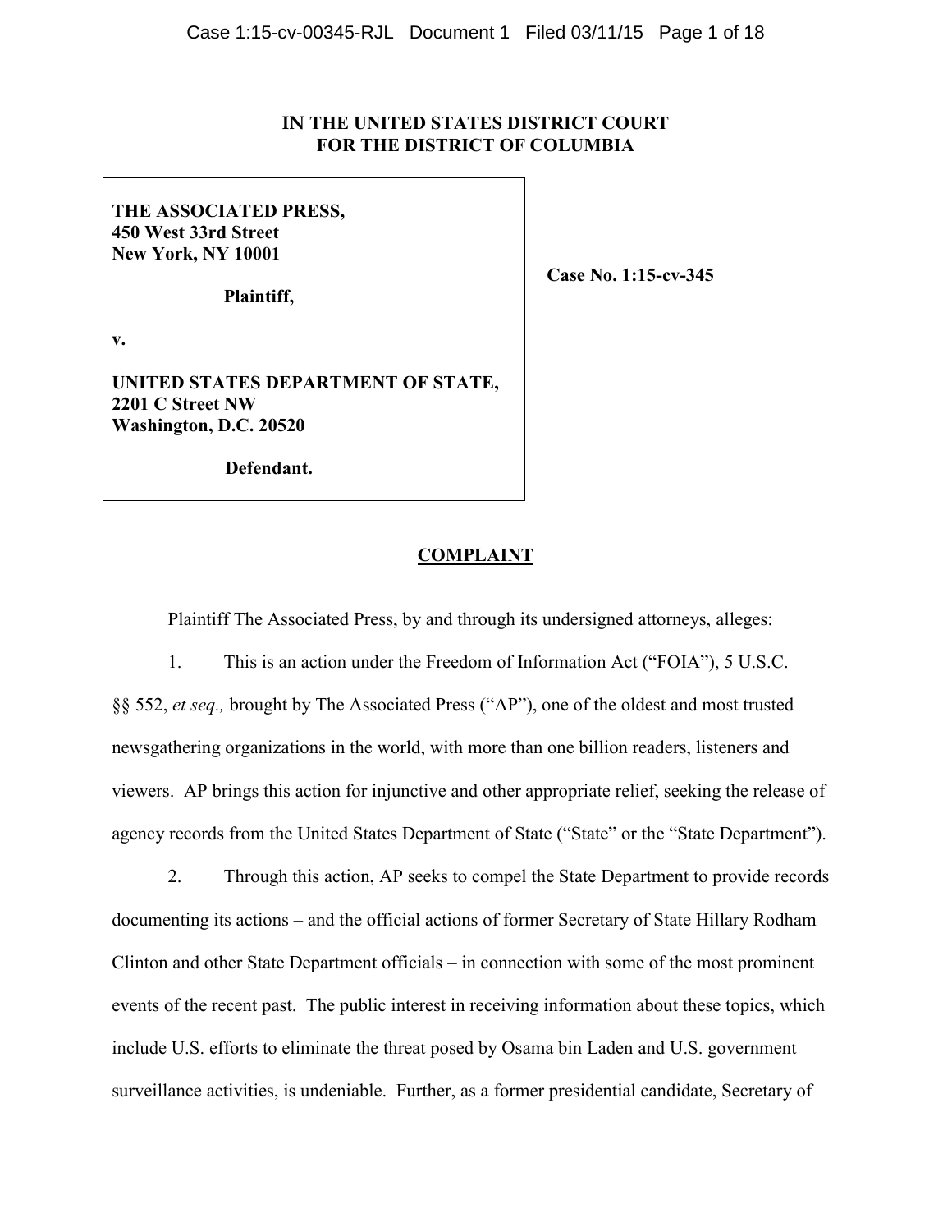# IN THE UNITED STATES DISTRICT COURT
# FOR THE DISTRICT OF COLUMBIA

**THE ASSOCIATED PRESS,**
**450 West 33rd Street**
**New York, NY 10001**

**Plaintiff,**

**v.**

**UNITED STATES DEPARTMENT OF STATE,**
**2201 C Street NW**
**Washington, D.C. 20520**

**Defendant.**

**Case No. 1:15-cv-345**

## COMPLAINT

Plaintiff The Associated Press, by and through its undersigned attorneys, alleges:

1. This is an action under the Freedom of Information Act ("FOIA"), 5 U.S.C. §§ 552, *et seq.,* brought by The Associated Press ("AP"), one of the oldest and most trusted newsgathering organizations in the world, with more than one billion readers, listeners and viewers. AP brings this action for injunctive and other appropriate relief, seeking the release of agency records from the United States Department of State ("State" or the "State Department").

2. Through this action, AP seeks to compel the State Department to provide records documenting its actions – and the official actions of former Secretary of State Hillary Rodham Clinton and other State Department officials – in connection with some of the most prominent events of the recent past. The public interest in receiving information about these topics, which include U.S. efforts to eliminate the threat posed by Osama bin Laden and U.S. government surveillance activities, is undeniable. Further, as a former presidential candidate, Secretary of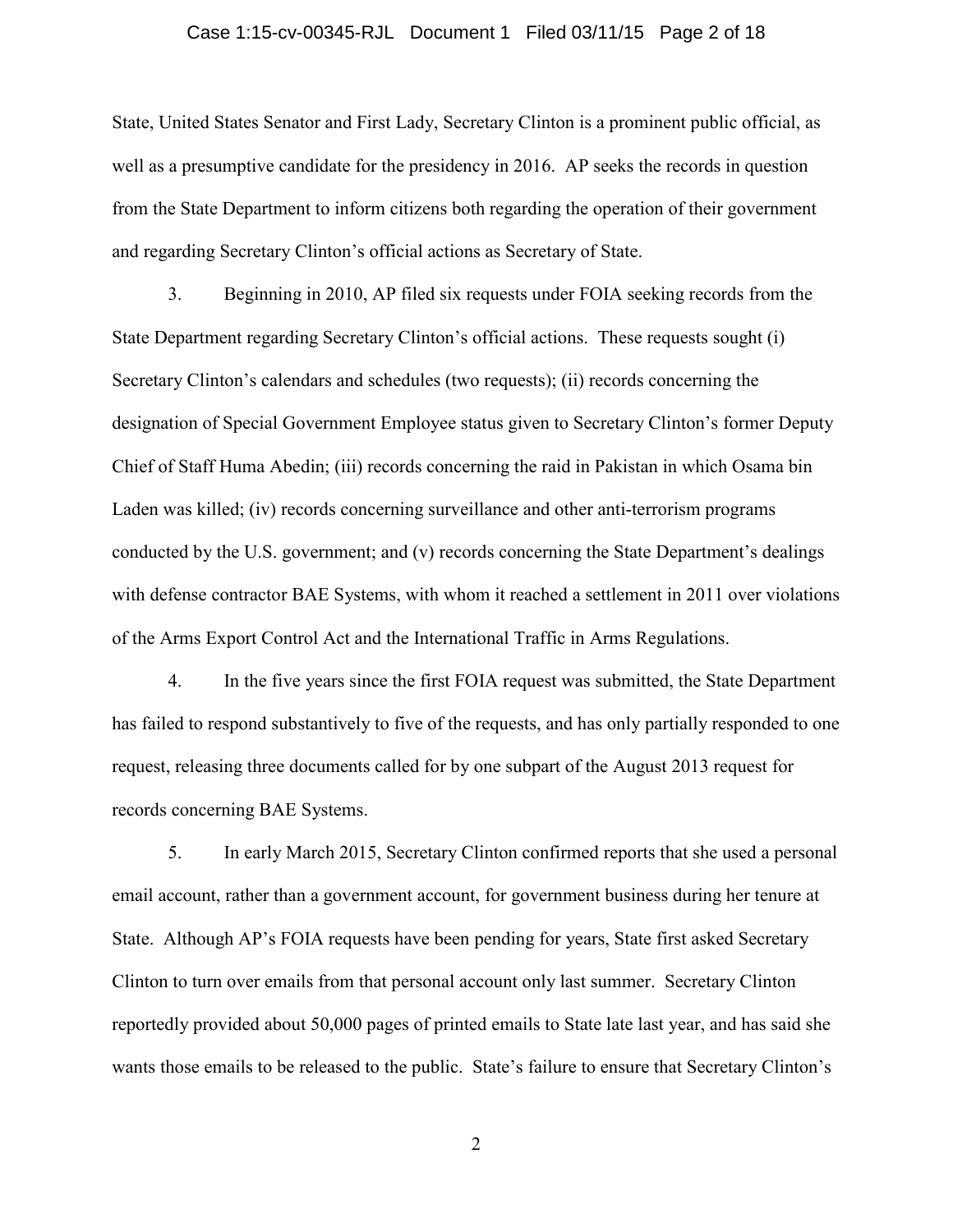State, United States Senator and First Lady, Secretary Clinton is a prominent public official, as well as a presumptive candidate for the presidency in 2016. AP seeks the records in question from the State Department to inform citizens both regarding the operation of their government and regarding Secretary Clinton's official actions as Secretary of State.

3. Beginning in 2010, AP filed six requests under FOIA seeking records from the State Department regarding Secretary Clinton's official actions. These requests sought (i) Secretary Clinton's calendars and schedules (two requests); (ii) records concerning the designation of Special Government Employee status given to Secretary Clinton's former Deputy Chief of Staff Huma Abedin; (iii) records concerning the raid in Pakistan in which Osama bin Laden was killed; (iv) records concerning surveillance and other anti-terrorism programs conducted by the U.S. government; and (v) records concerning the State Department's dealings with defense contractor BAE Systems, with whom it reached a settlement in 2011 over violations of the Arms Export Control Act and the International Traffic in Arms Regulations.

4. In the five years since the first FOIA request was submitted, the State Department has failed to respond substantively to five of the requests, and has only partially responded to one request, releasing three documents called for by one subpart of the August 2013 request for records concerning BAE Systems.

5. In early March 2015, Secretary Clinton confirmed reports that she used a personal email account, rather than a government account, for government business during her tenure at State. Although AP's FOIA requests have been pending for years, State first asked Secretary Clinton to turn over emails from that personal account only last summer. Secretary Clinton reportedly provided about 50,000 pages of printed emails to State late last year, and has said she wants those emails to be released to the public. State's failure to ensure that Secretary Clinton's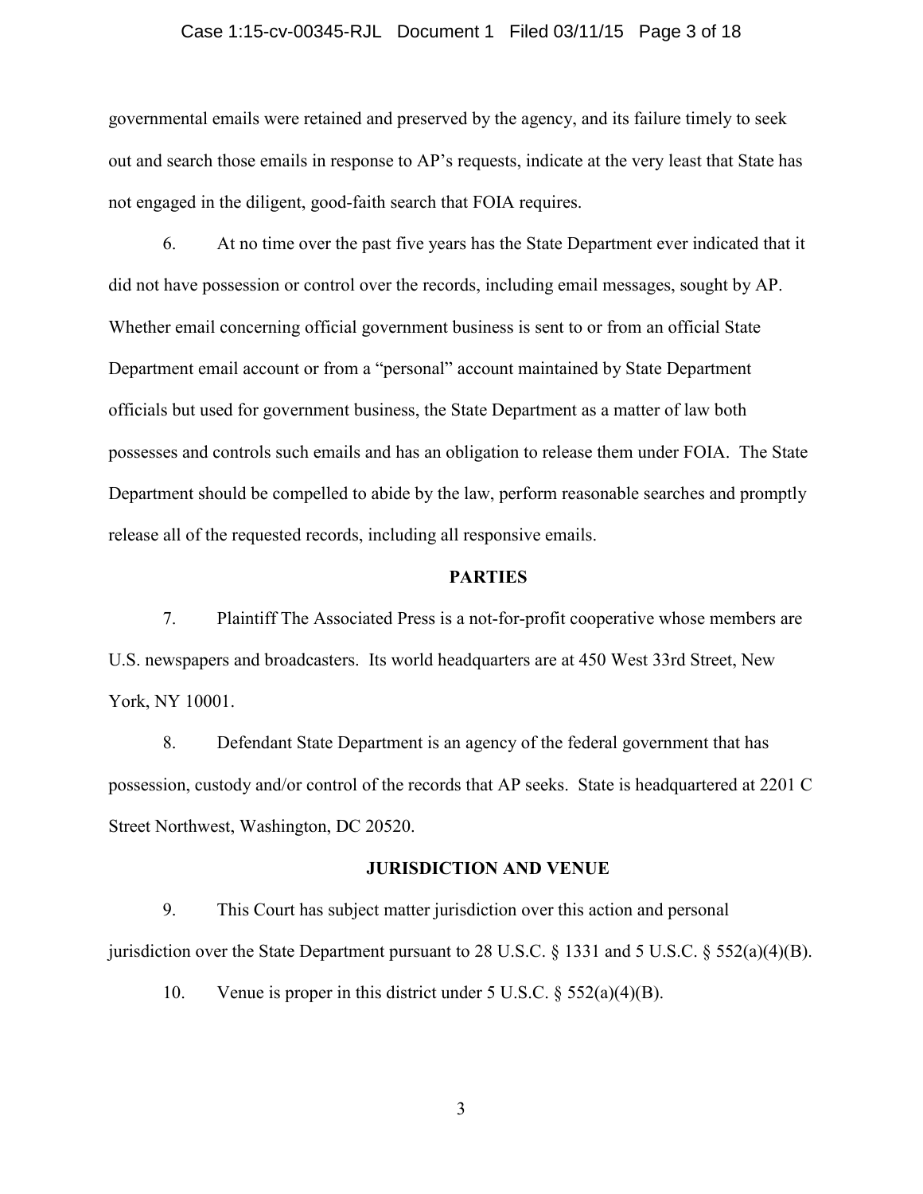governmental emails were retained and preserved by the agency, and its failure timely to seek out and search those emails in response to AP's requests, indicate at the very least that State has not engaged in the diligent, good-faith search that FOIA requires.

6. At no time over the past five years has the State Department ever indicated that it did not have possession or control over the records, including email messages, sought by AP. Whether email concerning official government business is sent to or from an official State Department email account or from a "personal" account maintained by State Department officials but used for government business, the State Department as a matter of law both possesses and controls such emails and has an obligation to release them under FOIA. The State Department should be compelled to abide by the law, perform reasonable searches and promptly release all of the requested records, including all responsive emails.

## PARTIES

7. Plaintiff The Associated Press is a not-for-profit cooperative whose members are U.S. newspapers and broadcasters. Its world headquarters are at 450 West 33rd Street, New York, NY 10001.

8. Defendant State Department is an agency of the federal government that has possession, custody and/or control of the records that AP seeks. State is headquartered at 2201 C Street Northwest, Washington, DC 20520.

## JURISDICTION AND VENUE

9. This Court has subject matter jurisdiction over this action and personal jurisdiction over the State Department pursuant to 28 U.S.C. § 1331 and 5 U.S.C. § 552(a)(4)(B).

10. Venue is proper in this district under 5 U.S.C. § 552(a)(4)(B).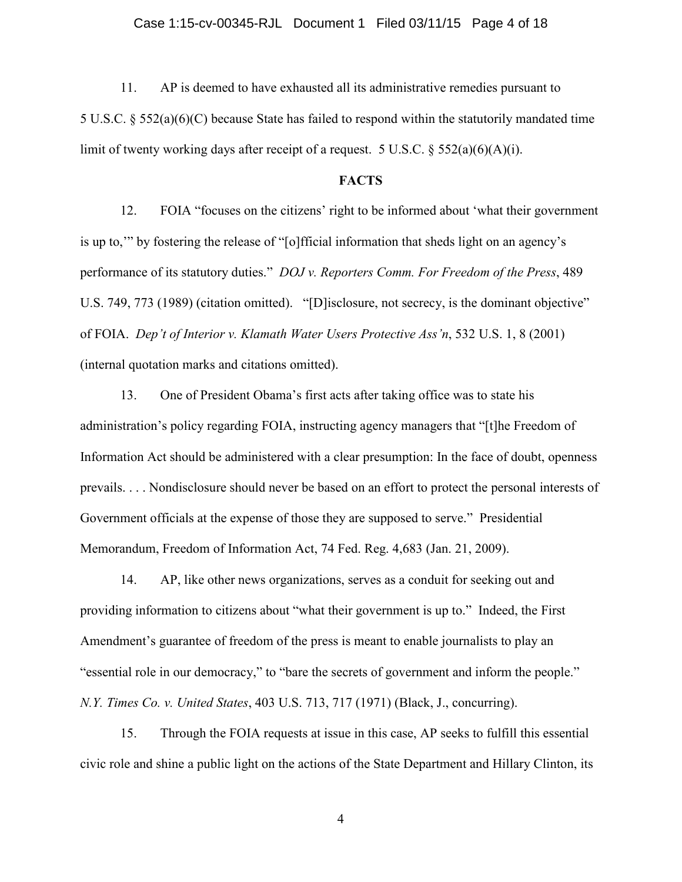11. AP is deemed to have exhausted all its administrative remedies pursuant to 5 U.S.C. § 552(a)(6)(C) because State has failed to respond within the statutorily mandated time limit of twenty working days after receipt of a request. 5 U.S.C. § 552(a)(6)(A)(i).

## FACTS

12. FOIA "focuses on the citizens' right to be informed about 'what their government is up to,'" by fostering the release of "[o]fficial information that sheds light on an agency's performance of its statutory duties." *DOJ v. Reporters Comm. For Freedom of the Press*, 489 U.S. 749, 773 (1989) (citation omitted). "[D]isclosure, not secrecy, is the dominant objective" of FOIA. *Dep't of Interior v. Klamath Water Users Protective Ass'n*, 532 U.S. 1, 8 (2001) (internal quotation marks and citations omitted).

13. One of President Obama's first acts after taking office was to state his administration's policy regarding FOIA, instructing agency managers that "[t]he Freedom of Information Act should be administered with a clear presumption: In the face of doubt, openness prevails. . . . Nondisclosure should never be based on an effort to protect the personal interests of Government officials at the expense of those they are supposed to serve." Presidential Memorandum, Freedom of Information Act, 74 Fed. Reg. 4,683 (Jan. 21, 2009).

14. AP, like other news organizations, serves as a conduit for seeking out and providing information to citizens about "what their government is up to." Indeed, the First Amendment's guarantee of freedom of the press is meant to enable journalists to play an "essential role in our democracy," to "bare the secrets of government and inform the people." *N.Y. Times Co. v. United States*, 403 U.S. 713, 717 (1971) (Black, J., concurring).

15. Through the FOIA requests at issue in this case, AP seeks to fulfill this essential civic role and shine a public light on the actions of the State Department and Hillary Clinton, its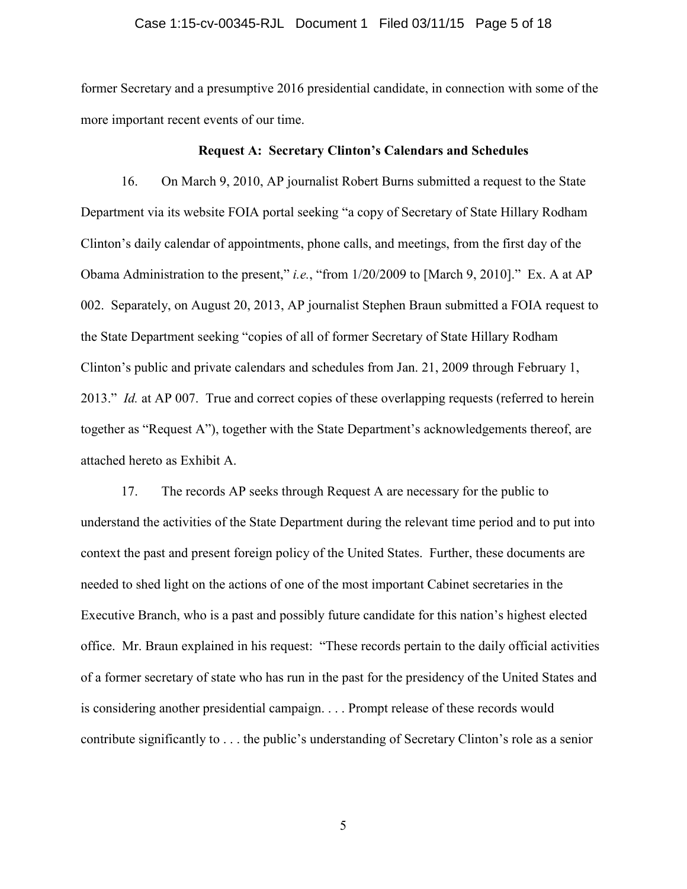former Secretary and a presumptive 2016 presidential candidate, in connection with some of the more important recent events of our time.

**Request A: Secretary Clinton's Calendars and Schedules**

16. On March 9, 2010, AP journalist Robert Burns submitted a request to the State Department via its website FOIA portal seeking "a copy of Secretary of State Hillary Rodham Clinton's daily calendar of appointments, phone calls, and meetings, from the first day of the Obama Administration to the present," *i.e.*, "from 1/20/2009 to [March 9, 2010]." Ex. A at AP 002. Separately, on August 20, 2013, AP journalist Stephen Braun submitted a FOIA request to the State Department seeking "copies of all of former Secretary of State Hillary Rodham Clinton's public and private calendars and schedules from Jan. 21, 2009 through February 1, 2013." *Id.* at AP 007. True and correct copies of these overlapping requests (referred to herein together as "Request A"), together with the State Department's acknowledgements thereof, are attached hereto as Exhibit A.

17. The records AP seeks through Request A are necessary for the public to understand the activities of the State Department during the relevant time period and to put into context the past and present foreign policy of the United States. Further, these documents are needed to shed light on the actions of one of the most important Cabinet secretaries in the Executive Branch, who is a past and possibly future candidate for this nation's highest elected office. Mr. Braun explained in his request: "These records pertain to the daily official activities of a former secretary of state who has run in the past for the presidency of the United States and is considering another presidential campaign. . . . Prompt release of these records would contribute significantly to . . . the public's understanding of Secretary Clinton's role as a senior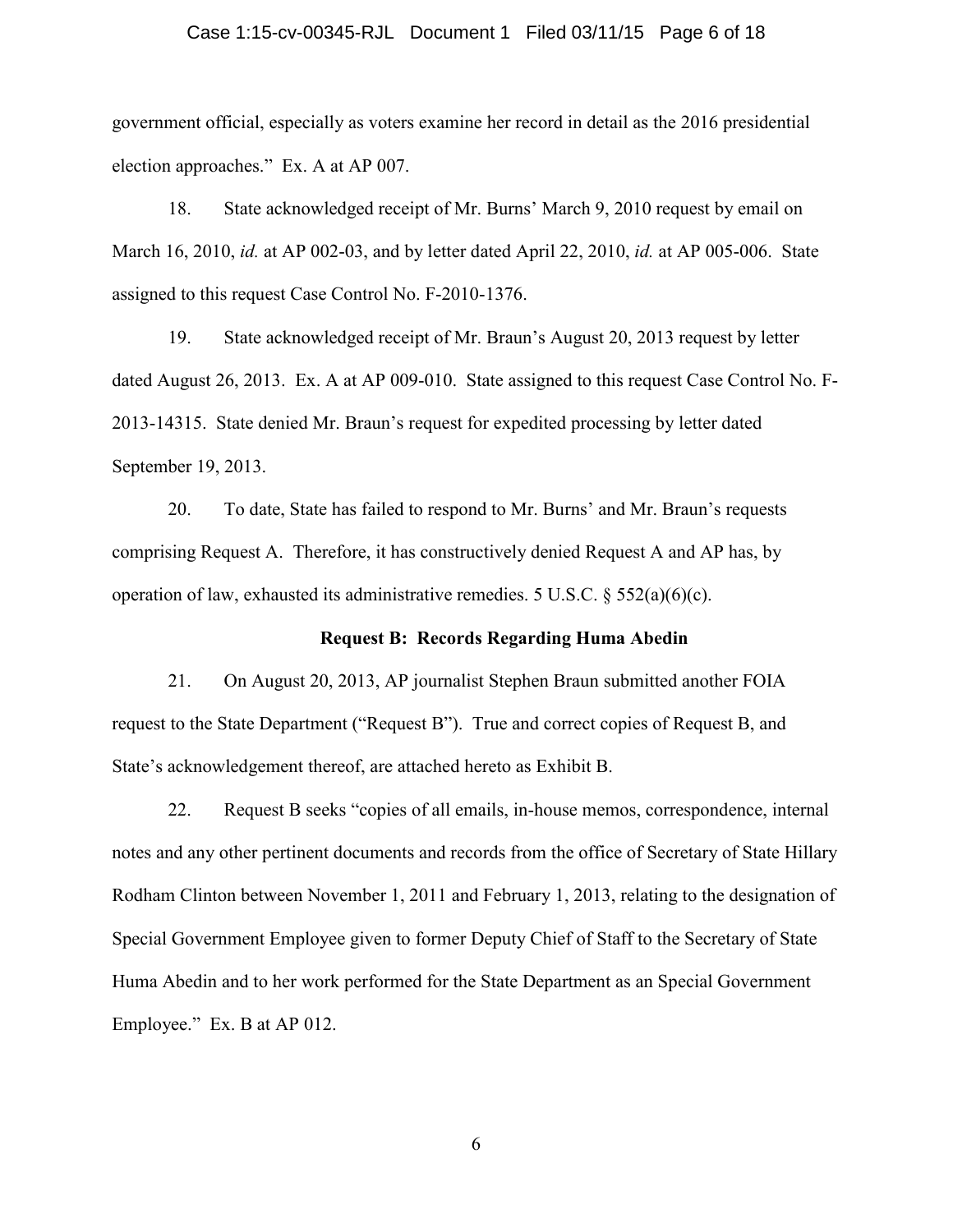government official, especially as voters examine her record in detail as the 2016 presidential election approaches." Ex. A at AP 007.

18. State acknowledged receipt of Mr. Burns' March 9, 2010 request by email on March 16, 2010, *id.* at AP 002-03, and by letter dated April 22, 2010, *id.* at AP 005-006. State assigned to this request Case Control No. F-2010-1376.

19. State acknowledged receipt of Mr. Braun's August 20, 2013 request by letter dated August 26, 2013. Ex. A at AP 009-010. State assigned to this request Case Control No. F-2013-14315. State denied Mr. Braun's request for expedited processing by letter dated September 19, 2013.

20. To date, State has failed to respond to Mr. Burns' and Mr. Braun's requests comprising Request A. Therefore, it has constructively denied Request A and AP has, by operation of law, exhausted its administrative remedies. 5 U.S.C. § 552(a)(6)(c).

**Request B: Records Regarding Huma Abedin**

21. On August 20, 2013, AP journalist Stephen Braun submitted another FOIA request to the State Department ("Request B"). True and correct copies of Request B, and State's acknowledgement thereof, are attached hereto as Exhibit B.

22. Request B seeks "copies of all emails, in-house memos, correspondence, internal notes and any other pertinent documents and records from the office of Secretary of State Hillary Rodham Clinton between November 1, 2011 and February 1, 2013, relating to the designation of Special Government Employee given to former Deputy Chief of Staff to the Secretary of State Huma Abedin and to her work performed for the State Department as an Special Government Employee." Ex. B at AP 012.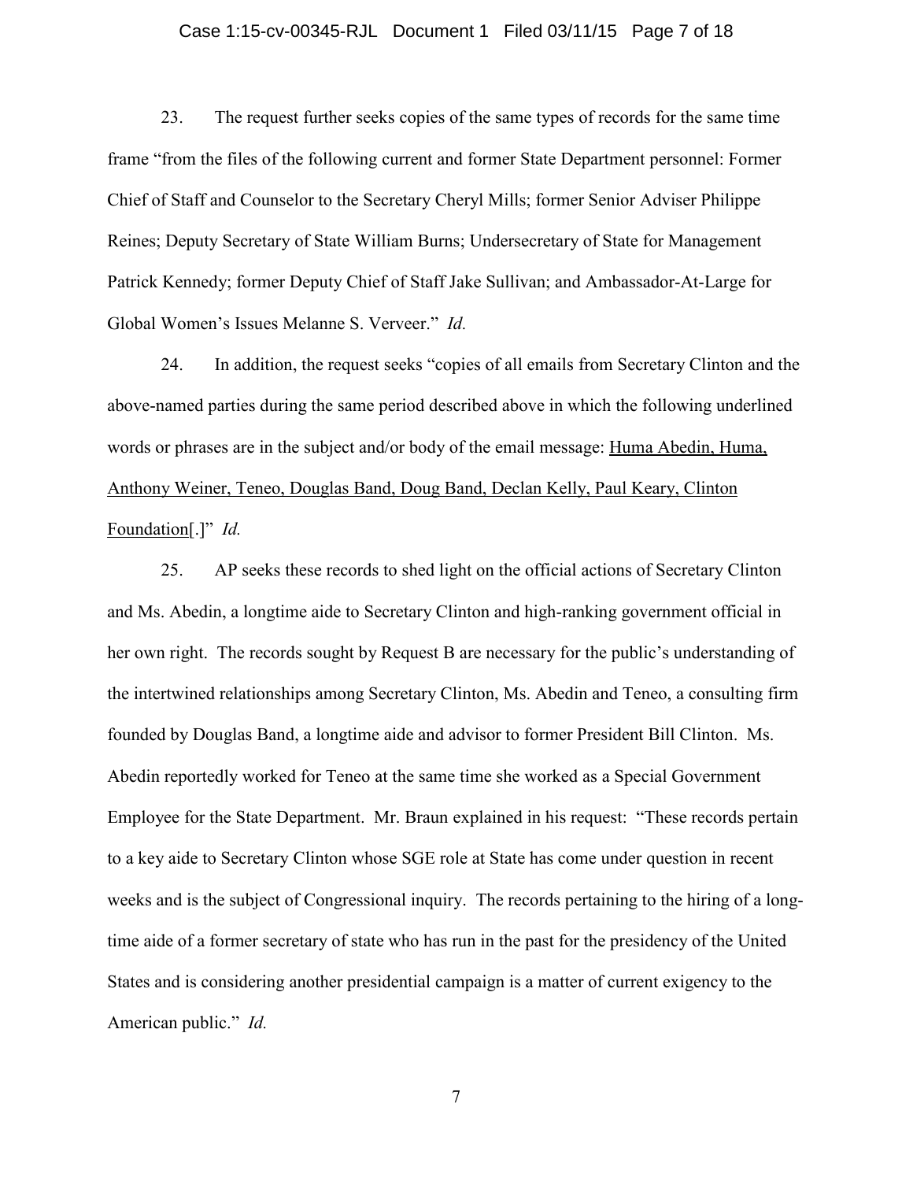23. The request further seeks copies of the same types of records for the same time frame "from the files of the following current and former State Department personnel: Former Chief of Staff and Counselor to the Secretary Cheryl Mills; former Senior Adviser Philippe Reines; Deputy Secretary of State William Burns; Undersecretary of State for Management Patrick Kennedy; former Deputy Chief of Staff Jake Sullivan; and Ambassador-At-Large for Global Women's Issues Melanne S. Verveer." *Id.*

24. In addition, the request seeks "copies of all emails from Secretary Clinton and the above-named parties during the same period described above in which the following underlined words or phrases are in the subject and/or body of the email message: <u>Huma Abedin, Huma, Anthony Weiner, Teneo, Douglas Band, Doug Band, Declan Kelly, Paul Keary, Clinton Foundation</u>[.]" *Id.*

25. AP seeks these records to shed light on the official actions of Secretary Clinton and Ms. Abedin, a longtime aide to Secretary Clinton and high-ranking government official in her own right. The records sought by Request B are necessary for the public's understanding of the intertwined relationships among Secretary Clinton, Ms. Abedin and Teneo, a consulting firm founded by Douglas Band, a longtime aide and advisor to former President Bill Clinton. Ms. Abedin reportedly worked for Teneo at the same time she worked as a Special Government Employee for the State Department. Mr. Braun explained in his request: "These records pertain to a key aide to Secretary Clinton whose SGE role at State has come under question in recent weeks and is the subject of Congressional inquiry. The records pertaining to the hiring of a long-time aide of a former secretary of state who has run in the past for the presidency of the United States and is considering another presidential campaign is a matter of current exigency to the American public." *Id.*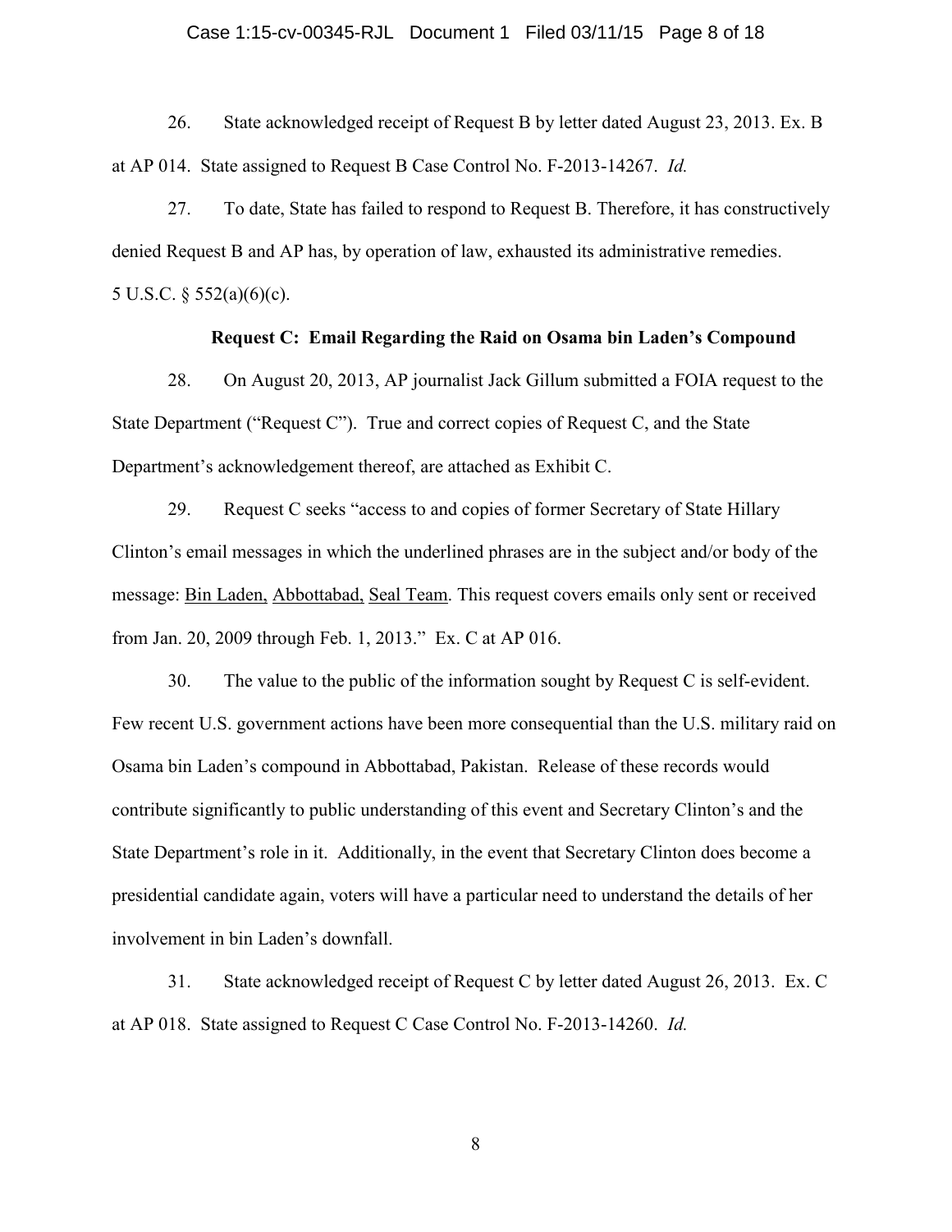26. State acknowledged receipt of Request B by letter dated August 23, 2013. Ex. B at AP 014. State assigned to Request B Case Control No. F-2013-14267. *Id.*

27. To date, State has failed to respond to Request B. Therefore, it has constructively denied Request B and AP has, by operation of law, exhausted its administrative remedies. 5 U.S.C. § 552(a)(6)(c).

**Request C: Email Regarding the Raid on Osama bin Laden's Compound**

28. On August 20, 2013, AP journalist Jack Gillum submitted a FOIA request to the State Department ("Request C"). True and correct copies of Request C, and the State Department's acknowledgement thereof, are attached as Exhibit C.

29. Request C seeks "access to and copies of former Secretary of State Hillary Clinton's email messages in which the underlined phrases are in the subject and/or body of the message: <u>Bin Laden,</u> <u>Abbottabad,</u> <u>Seal Team</u>. This request covers emails only sent or received from Jan. 20, 2009 through Feb. 1, 2013." Ex. C at AP 016.

30. The value to the public of the information sought by Request C is self-evident. Few recent U.S. government actions have been more consequential than the U.S. military raid on Osama bin Laden's compound in Abbottabad, Pakistan. Release of these records would contribute significantly to public understanding of this event and Secretary Clinton's and the State Department's role in it. Additionally, in the event that Secretary Clinton does become a presidential candidate again, voters will have a particular need to understand the details of her involvement in bin Laden's downfall.

31. State acknowledged receipt of Request C by letter dated August 26, 2013. Ex. C at AP 018. State assigned to Request C Case Control No. F-2013-14260. *Id.*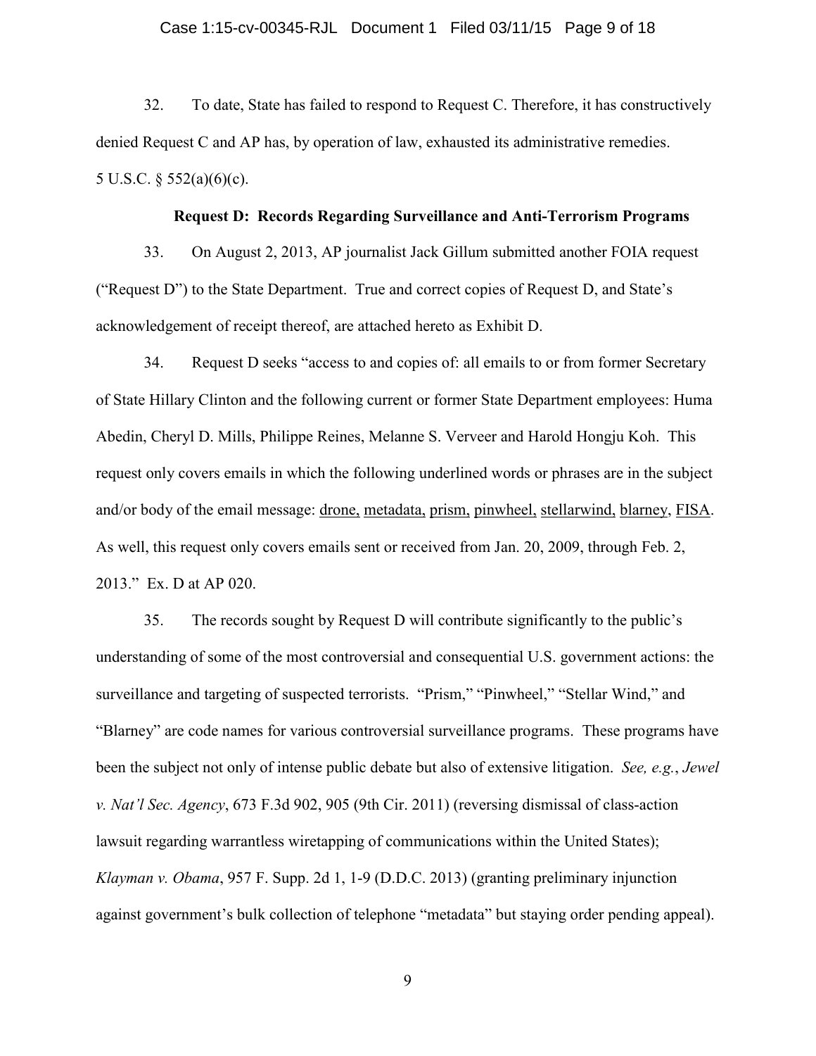32. To date, State has failed to respond to Request C. Therefore, it has constructively denied Request C and AP has, by operation of law, exhausted its administrative remedies. 5 U.S.C. § 552(a)(6)(c).

**Request D: Records Regarding Surveillance and Anti-Terrorism Programs**

33. On August 2, 2013, AP journalist Jack Gillum submitted another FOIA request ("Request D") to the State Department. True and correct copies of Request D, and State's acknowledgement of receipt thereof, are attached hereto as Exhibit D.

34. Request D seeks "access to and copies of: all emails to or from former Secretary of State Hillary Clinton and the following current or former State Department employees: Huma Abedin, Cheryl D. Mills, Philippe Reines, Melanne S. Verveer and Harold Hongju Koh. This request only covers emails in which the following underlined words or phrases are in the subject and/or body of the email message: <u>drone,</u> <u>metadata,</u> <u>prism,</u> <u>pinwheel,</u> <u>stellarwind,</u> <u>blarney</u>, <u>FISA</u>. As well, this request only covers emails sent or received from Jan. 20, 2009, through Feb. 2, 2013." Ex. D at AP 020.

35. The records sought by Request D will contribute significantly to the public's understanding of some of the most controversial and consequential U.S. government actions: the surveillance and targeting of suspected terrorists. "Prism," "Pinwheel," "Stellar Wind," and "Blarney" are code names for various controversial surveillance programs. These programs have been the subject not only of intense public debate but also of extensive litigation. *See, e.g.*, *Jewel v. Nat'l Sec. Agency*, 673 F.3d 902, 905 (9th Cir. 2011) (reversing dismissal of class-action lawsuit regarding warrantless wiretapping of communications within the United States); *Klayman v. Obama*, 957 F. Supp. 2d 1, 1-9 (D.D.C. 2013) (granting preliminary injunction against government's bulk collection of telephone "metadata" but staying order pending appeal).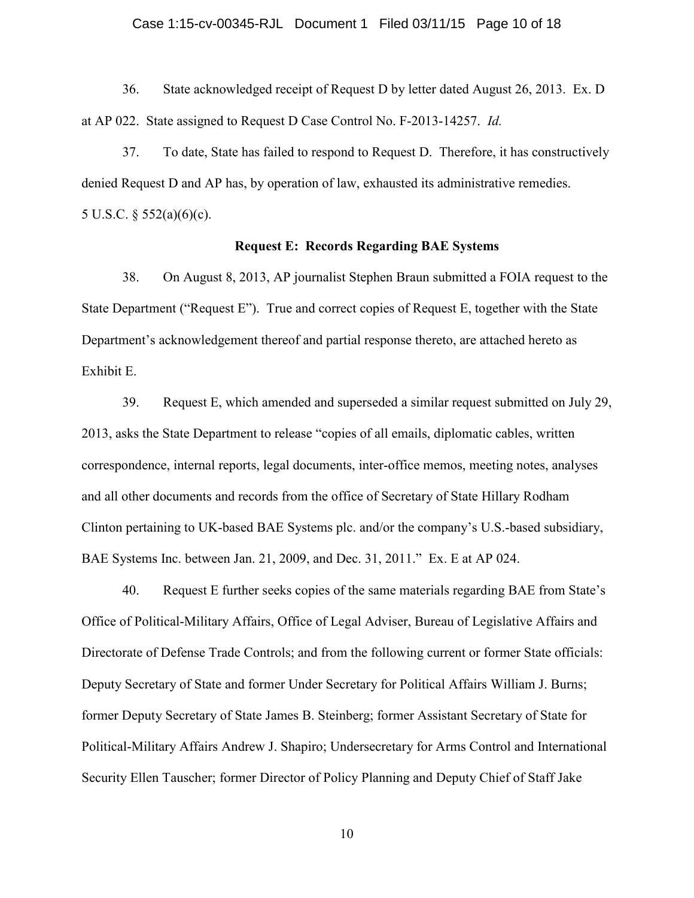36. State acknowledged receipt of Request D by letter dated August 26, 2013. Ex. D at AP 022. State assigned to Request D Case Control No. F-2013-14257. *Id.*

37. To date, State has failed to respond to Request D. Therefore, it has constructively denied Request D and AP has, by operation of law, exhausted its administrative remedies. 5 U.S.C. § 552(a)(6)(c).

**Request E: Records Regarding BAE Systems**

38. On August 8, 2013, AP journalist Stephen Braun submitted a FOIA request to the State Department ("Request E"). True and correct copies of Request E, together with the State Department's acknowledgement thereof and partial response thereto, are attached hereto as Exhibit E.

39. Request E, which amended and superseded a similar request submitted on July 29, 2013, asks the State Department to release "copies of all emails, diplomatic cables, written correspondence, internal reports, legal documents, inter-office memos, meeting notes, analyses and all other documents and records from the office of Secretary of State Hillary Rodham Clinton pertaining to UK-based BAE Systems plc. and/or the company's U.S.-based subsidiary, BAE Systems Inc. between Jan. 21, 2009, and Dec. 31, 2011." Ex. E at AP 024.

40. Request E further seeks copies of the same materials regarding BAE from State's Office of Political-Military Affairs, Office of Legal Adviser, Bureau of Legislative Affairs and Directorate of Defense Trade Controls; and from the following current or former State officials: Deputy Secretary of State and former Under Secretary for Political Affairs William J. Burns; former Deputy Secretary of State James B. Steinberg; former Assistant Secretary of State for Political-Military Affairs Andrew J. Shapiro; Undersecretary for Arms Control and International Security Ellen Tauscher; former Director of Policy Planning and Deputy Chief of Staff Jake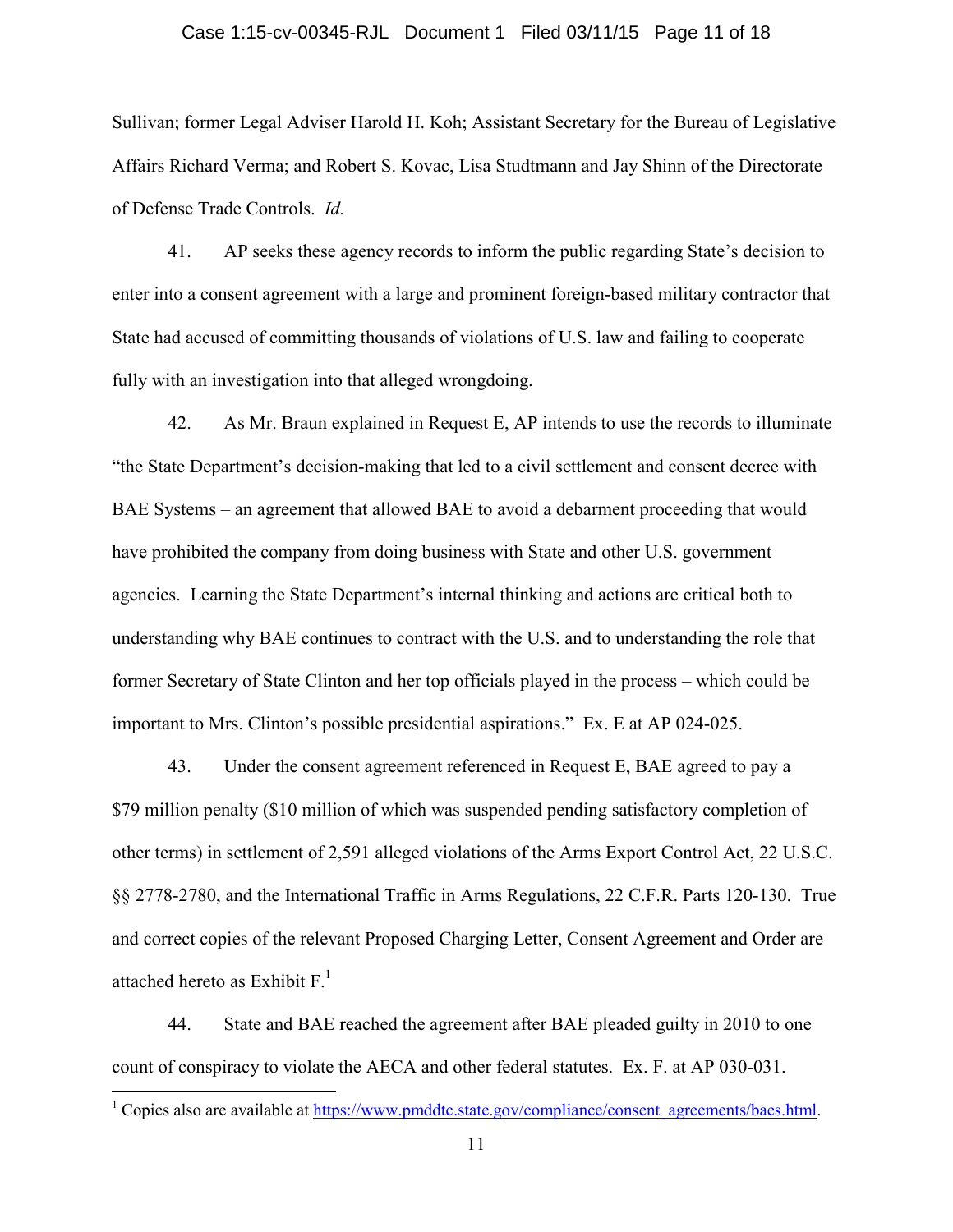Sullivan; former Legal Adviser Harold H. Koh; Assistant Secretary for the Bureau of Legislative Affairs Richard Verma; and Robert S. Kovac, Lisa Studtmann and Jay Shinn of the Directorate of Defense Trade Controls. *Id.*

41. AP seeks these agency records to inform the public regarding State's decision to enter into a consent agreement with a large and prominent foreign-based military contractor that State had accused of committing thousands of violations of U.S. law and failing to cooperate fully with an investigation into that alleged wrongdoing.

42. As Mr. Braun explained in Request E, AP intends to use the records to illuminate "the State Department's decision-making that led to a civil settlement and consent decree with BAE Systems – an agreement that allowed BAE to avoid a debarment proceeding that would have prohibited the company from doing business with State and other U.S. government agencies. Learning the State Department's internal thinking and actions are critical both to understanding why BAE continues to contract with the U.S. and to understanding the role that former Secretary of State Clinton and her top officials played in the process – which could be important to Mrs. Clinton's possible presidential aspirations." Ex. E at AP 024-025.

43. Under the consent agreement referenced in Request E, BAE agreed to pay a $79 million penalty ($10 million of which was suspended pending satisfactory completion of other terms) in settlement of 2,591 alleged violations of the Arms Export Control Act, 22 U.S.C. §§ 2778-2780, and the International Traffic in Arms Regulations, 22 C.F.R. Parts 120-130. True and correct copies of the relevant Proposed Charging Letter, Consent Agreement and Order are attached hereto as Exhibit F.[1]

44. State and BAE reached the agreement after BAE pleaded guilty in 2010 to one count of conspiracy to violate the AECA and other federal statutes. Ex. F. at AP 030-031.

[1] Copies also are available at https://www.pmddtc.state.gov/compliance/consent_agreements/baes.html.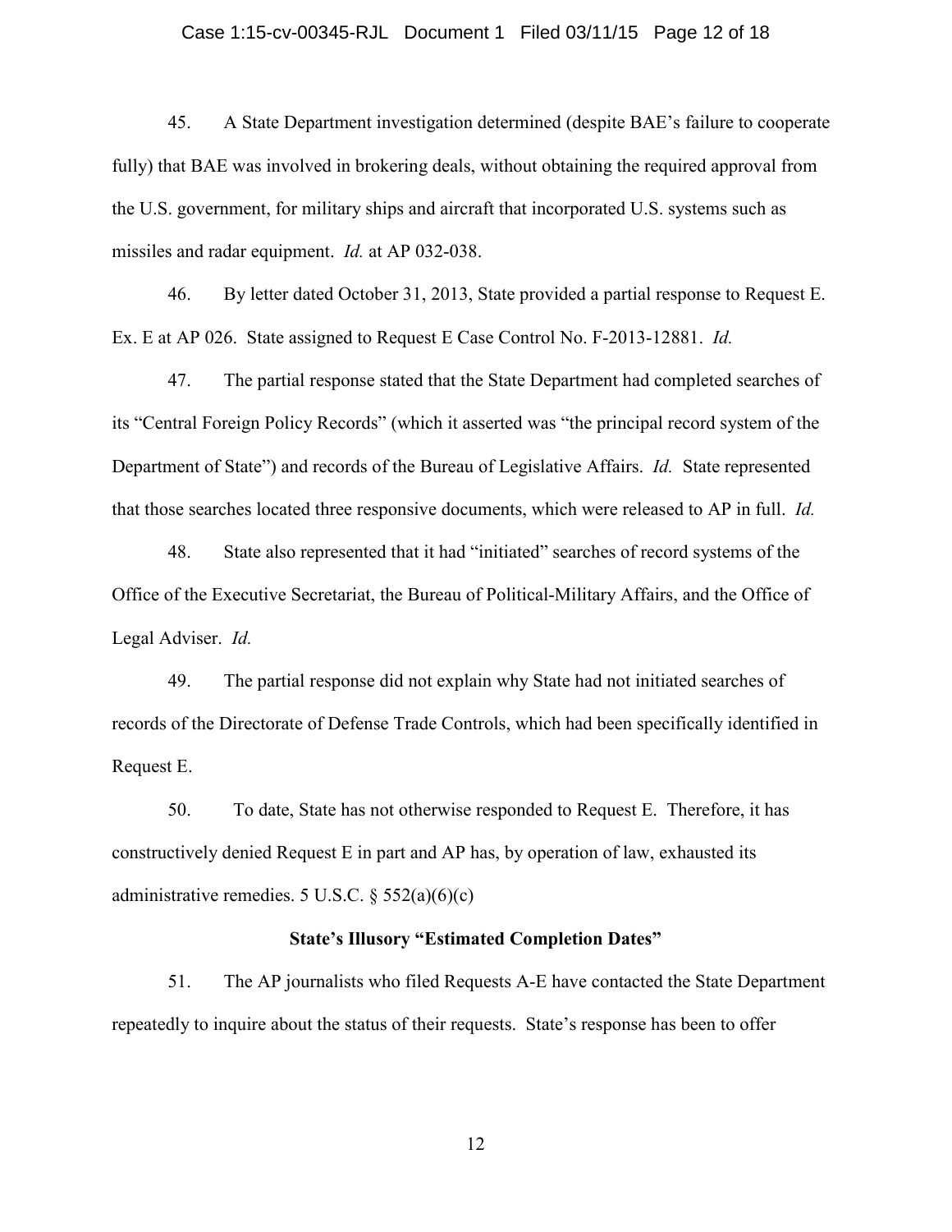45. A State Department investigation determined (despite BAE's failure to cooperate fully) that BAE was involved in brokering deals, without obtaining the required approval from the U.S. government, for military ships and aircraft that incorporated U.S. systems such as missiles and radar equipment. *Id.* at AP 032-038.

46. By letter dated October 31, 2013, State provided a partial response to Request E. Ex. E at AP 026. State assigned to Request E Case Control No. F-2013-12881. *Id.*

47. The partial response stated that the State Department had completed searches of its "Central Foreign Policy Records" (which it asserted was "the principal record system of the Department of State") and records of the Bureau of Legislative Affairs. *Id.* State represented that those searches located three responsive documents, which were released to AP in full. *Id.*

48. State also represented that it had "initiated" searches of record systems of the Office of the Executive Secretariat, the Bureau of Political-Military Affairs, and the Office of Legal Adviser. *Id.*

49. The partial response did not explain why State had not initiated searches of records of the Directorate of Defense Trade Controls, which had been specifically identified in Request E.

50. To date, State has not otherwise responded to Request E. Therefore, it has constructively denied Request E in part and AP has, by operation of law, exhausted its administrative remedies. 5 U.S.C. § 552(a)(6)(c)

**State's Illusory "Estimated Completion Dates"**

51. The AP journalists who filed Requests A-E have contacted the State Department repeatedly to inquire about the status of their requests. State's response has been to offer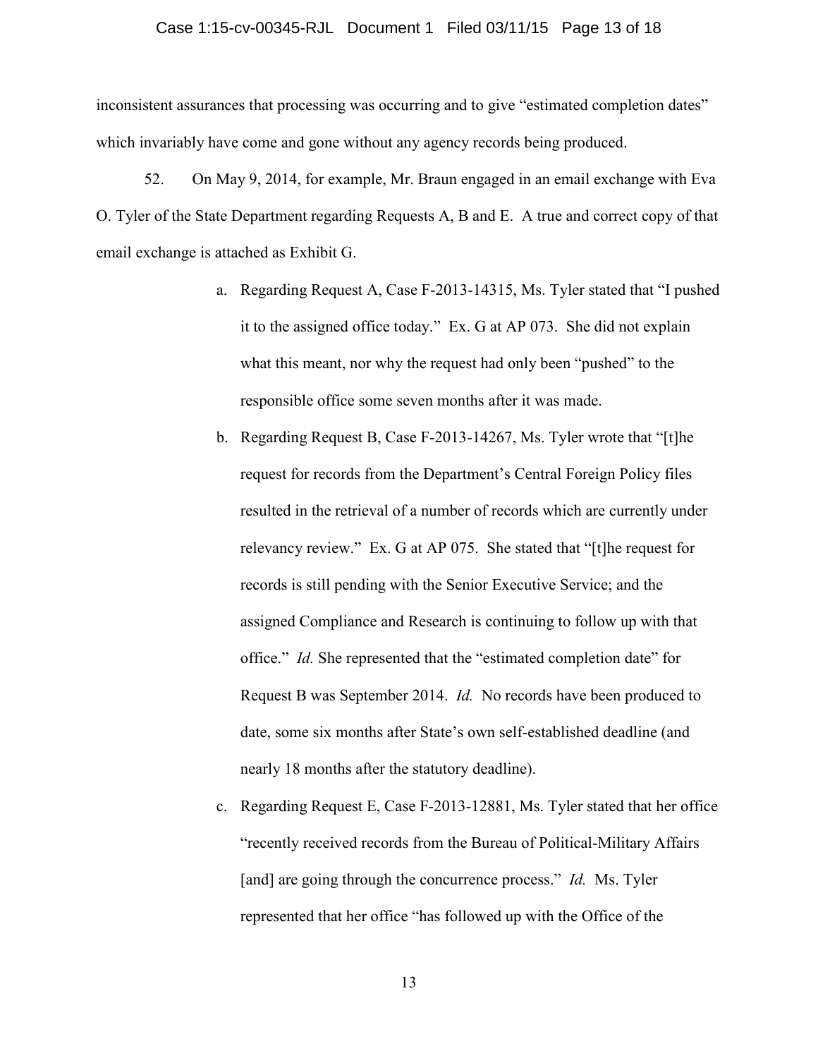inconsistent assurances that processing was occurring and to give "estimated completion dates" which invariably have come and gone without any agency records being produced.

52. On May 9, 2014, for example, Mr. Braun engaged in an email exchange with Eva O. Tyler of the State Department regarding Requests A, B and E. A true and correct copy of that email exchange is attached as Exhibit G.

a. Regarding Request A, Case F-2013-14315, Ms. Tyler stated that "I pushed it to the assigned office today." Ex. G at AP 073. She did not explain what this meant, nor why the request had only been "pushed" to the responsible office some seven months after it was made.

b. Regarding Request B, Case F-2013-14267, Ms. Tyler wrote that "[t]he request for records from the Department's Central Foreign Policy files resulted in the retrieval of a number of records which are currently under relevancy review." Ex. G at AP 075. She stated that "[t]he request for records is still pending with the Senior Executive Service; and the assigned Compliance and Research is continuing to follow up with that office." *Id.* She represented that the "estimated completion date" for Request B was September 2014. *Id.* No records have been produced to date, some six months after State's own self-established deadline (and nearly 18 months after the statutory deadline).

c. Regarding Request E, Case F-2013-12881, Ms. Tyler stated that her office "recently received records from the Bureau of Political-Military Affairs [and] are going through the concurrence process." *Id.* Ms. Tyler represented that her office "has followed up with the Office of the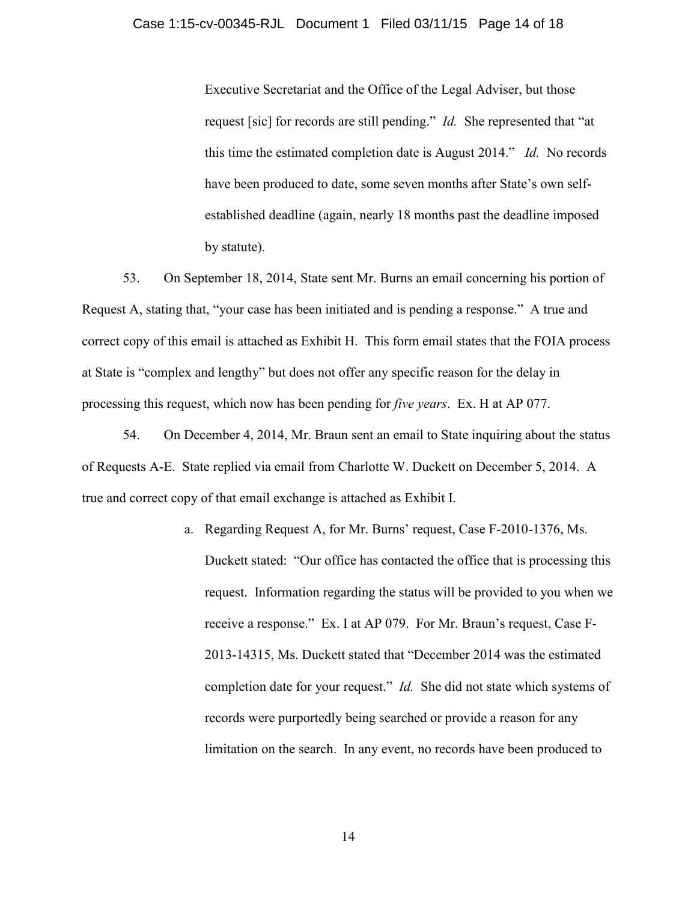Executive Secretariat and the Office of the Legal Adviser, but those request [sic] for records are still pending." *Id.* She represented that "at this time the estimated completion date is August 2014." *Id.* No records have been produced to date, some seven months after State's own self-established deadline (again, nearly 18 months past the deadline imposed by statute).

53. On September 18, 2014, State sent Mr. Burns an email concerning his portion of Request A, stating that, "your case has been initiated and is pending a response." A true and correct copy of this email is attached as Exhibit H. This form email states that the FOIA process at State is "complex and lengthy" but does not offer any specific reason for the delay in processing this request, which now has been pending for *five years*. Ex. H at AP 077.

54. On December 4, 2014, Mr. Braun sent an email to State inquiring about the status of Requests A-E. State replied via email from Charlotte W. Duckett on December 5, 2014. A true and correct copy of that email exchange is attached as Exhibit I.

a. Regarding Request A, for Mr. Burns' request, Case F-2010-1376, Ms. Duckett stated: "Our office has contacted the office that is processing this request. Information regarding the status will be provided to you when we receive a response." Ex. I at AP 079. For Mr. Braun's request, Case F-2013-14315, Ms. Duckett stated that "December 2014 was the estimated completion date for your request." *Id.* She did not state which systems of records were purportedly being searched or provide a reason for any limitation on the search. In any event, no records have been produced to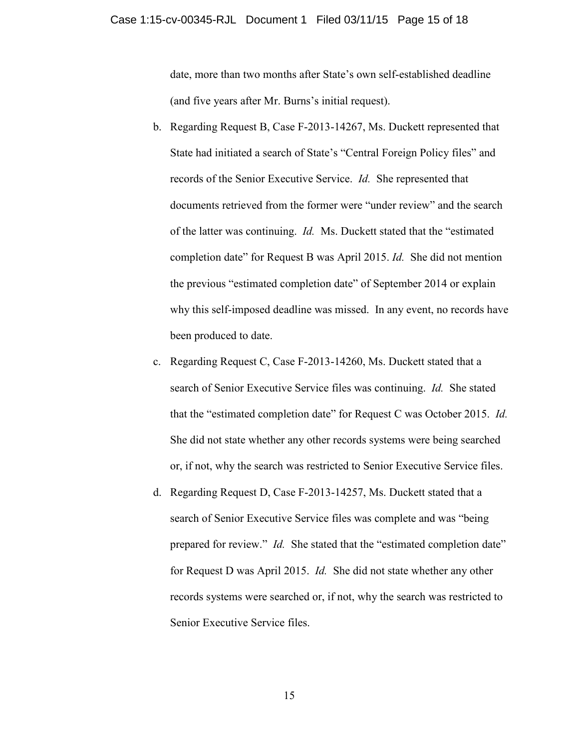date, more than two months after State's own self-established deadline (and five years after Mr. Burns's initial request).

b. Regarding Request B, Case F-2013-14267, Ms. Duckett represented that State had initiated a search of State's "Central Foreign Policy files" and records of the Senior Executive Service. *Id.* She represented that documents retrieved from the former were "under review" and the search of the latter was continuing. *Id.* Ms. Duckett stated that the "estimated completion date" for Request B was April 2015. *Id.* She did not mention the previous "estimated completion date" of September 2014 or explain why this self-imposed deadline was missed. In any event, no records have been produced to date.

c. Regarding Request C, Case F-2013-14260, Ms. Duckett stated that a search of Senior Executive Service files was continuing. *Id.* She stated that the "estimated completion date" for Request C was October 2015. *Id.* She did not state whether any other records systems were being searched or, if not, why the search was restricted to Senior Executive Service files.

d. Regarding Request D, Case F-2013-14257, Ms. Duckett stated that a search of Senior Executive Service files was complete and was "being prepared for review." *Id.* She stated that the "estimated completion date" for Request D was April 2015. *Id.* She did not state whether any other records systems were searched or, if not, why the search was restricted to Senior Executive Service files.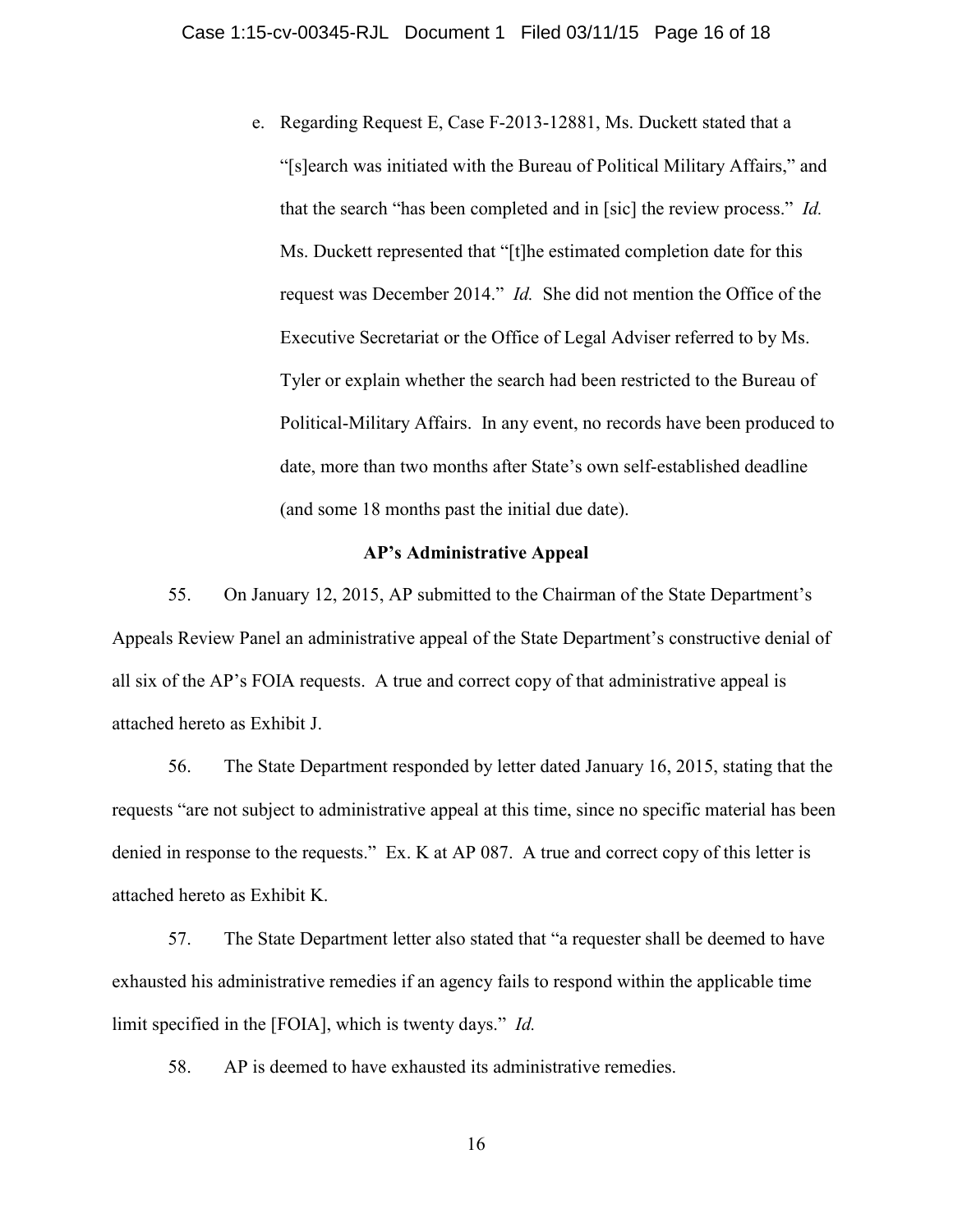e. Regarding Request E, Case F-2013-12881, Ms. Duckett stated that a "[s]earch was initiated with the Bureau of Political Military Affairs," and that the search "has been completed and in [sic] the review process." *Id.* Ms. Duckett represented that "[t]he estimated completion date for this request was December 2014." *Id.* She did not mention the Office of the Executive Secretariat or the Office of Legal Adviser referred to by Ms. Tyler or explain whether the search had been restricted to the Bureau of Political-Military Affairs. In any event, no records have been produced to date, more than two months after State's own self-established deadline (and some 18 months past the initial due date).

**AP's Administrative Appeal**

55. On January 12, 2015, AP submitted to the Chairman of the State Department's Appeals Review Panel an administrative appeal of the State Department's constructive denial of all six of the AP's FOIA requests. A true and correct copy of that administrative appeal is attached hereto as Exhibit J.

56. The State Department responded by letter dated January 16, 2015, stating that the requests "are not subject to administrative appeal at this time, since no specific material has been denied in response to the requests." Ex. K at AP 087. A true and correct copy of this letter is attached hereto as Exhibit K.

57. The State Department letter also stated that "a requester shall be deemed to have exhausted his administrative remedies if an agency fails to respond within the applicable time limit specified in the [FOIA], which is twenty days." *Id.*

58. AP is deemed to have exhausted its administrative remedies.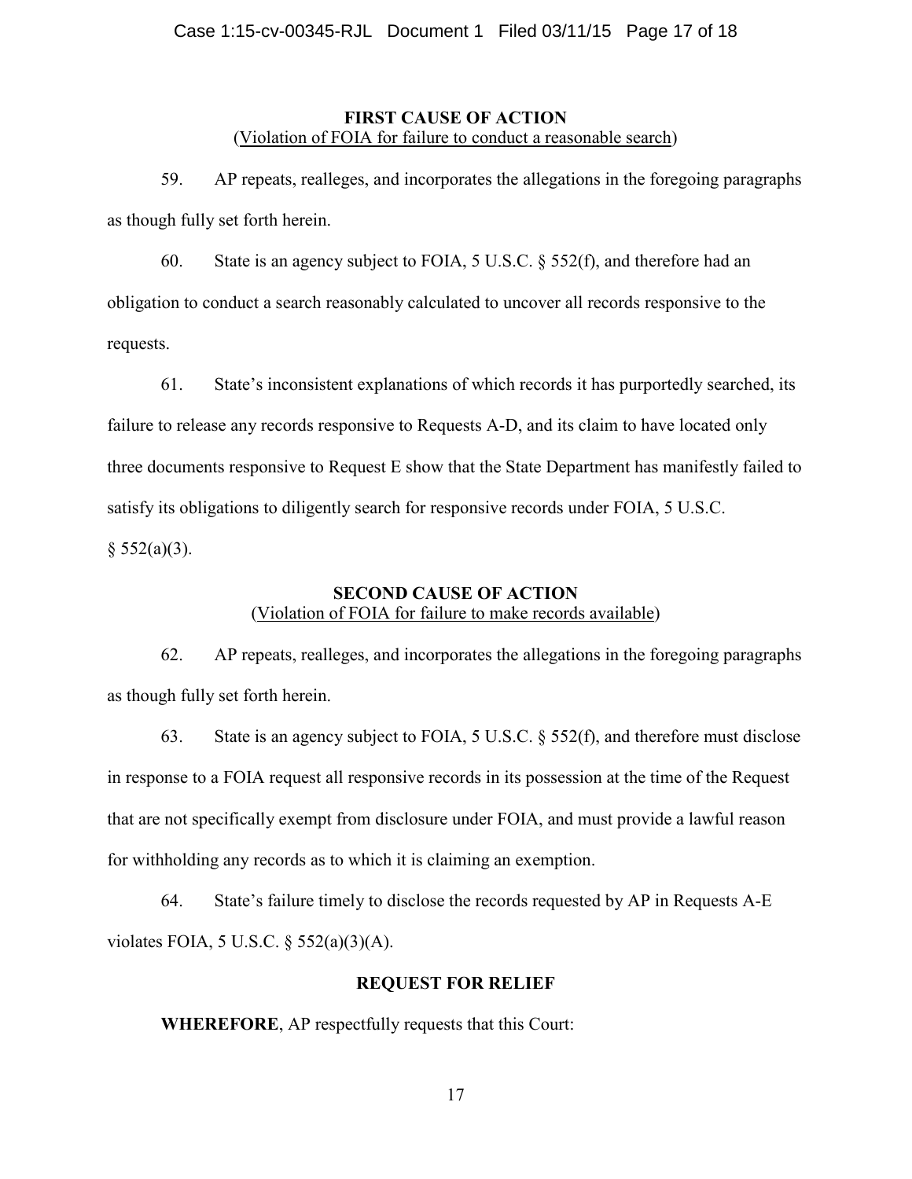**FIRST CAUSE OF ACTION**
(Violation of FOIA for failure to conduct a reasonable search)

59. AP repeats, realleges, and incorporates the allegations in the foregoing paragraphs as though fully set forth herein.

60. State is an agency subject to FOIA, 5 U.S.C. § 552(f), and therefore had an obligation to conduct a search reasonably calculated to uncover all records responsive to the requests.

61. State's inconsistent explanations of which records it has purportedly searched, its failure to release any records responsive to Requests A-D, and its claim to have located only three documents responsive to Request E show that the State Department has manifestly failed to satisfy its obligations to diligently search for responsive records under FOIA, 5 U.S.C. § 552(a)(3).

**SECOND CAUSE OF ACTION**
(Violation of FOIA for failure to make records available)

62. AP repeats, realleges, and incorporates the allegations in the foregoing paragraphs as though fully set forth herein.

63. State is an agency subject to FOIA, 5 U.S.C. § 552(f), and therefore must disclose in response to a FOIA request all responsive records in its possession at the time of the Request that are not specifically exempt from disclosure under FOIA, and must provide a lawful reason for withholding any records as to which it is claiming an exemption.

64. State's failure timely to disclose the records requested by AP in Requests A-E violates FOIA, 5 U.S.C. § 552(a)(3)(A).

**REQUEST FOR RELIEF**

**WHEREFORE**, AP respectfully requests that this Court: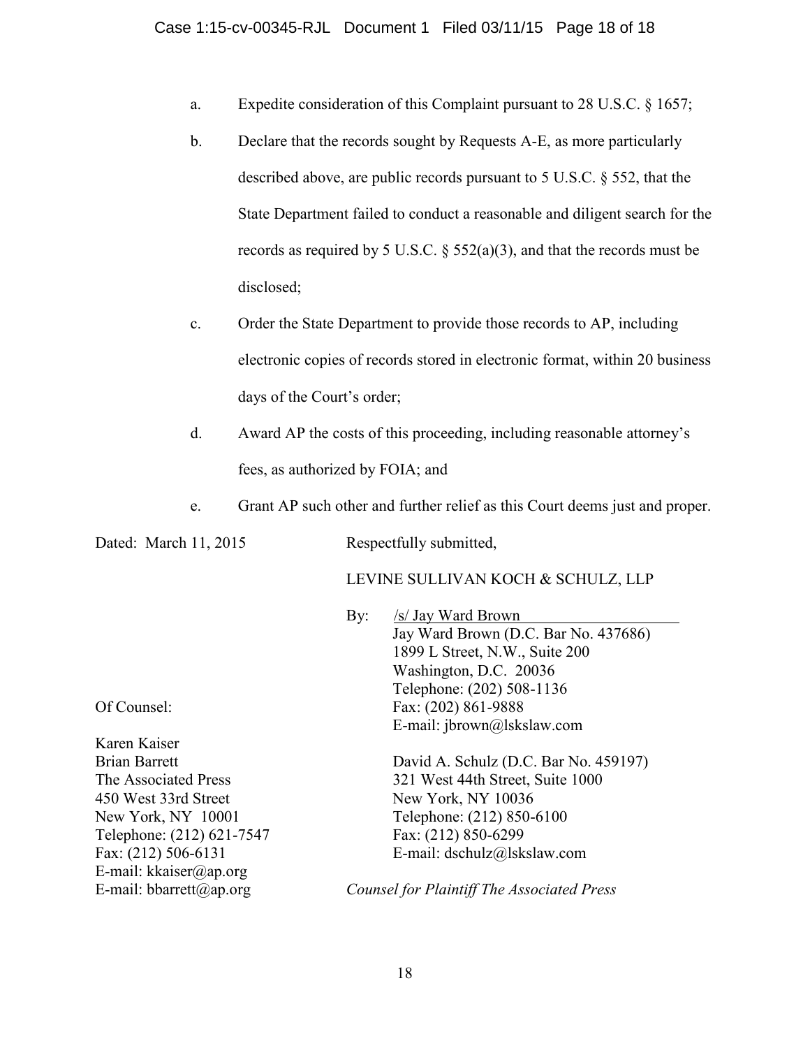a. Expedite consideration of this Complaint pursuant to 28 U.S.C. § 1657;

b. Declare that the records sought by Requests A-E, as more particularly described above, are public records pursuant to 5 U.S.C. § 552, that the State Department failed to conduct a reasonable and diligent search for the records as required by 5 U.S.C. § 552(a)(3), and that the records must be disclosed;

c. Order the State Department to provide those records to AP, including electronic copies of records stored in electronic format, within 20 business days of the Court's order;

d. Award AP the costs of this proceeding, including reasonable attorney's fees, as authorized by FOIA; and

e. Grant AP such other and further relief as this Court deems just and proper.

Dated: March 11, 2015

Respectfully submitted,

LEVINE SULLIVAN KOCH & SCHULZ, LLP

By: /s/ Jay Ward Brown
Jay Ward Brown (D.C. Bar No. 437686)
1899 L Street, N.W., Suite 200
Washington, D.C. 20036
Telephone: (202) 508-1136
Fax: (202) 861-9888
E-mail: jbrown@lskslaw.com

David A. Schulz (D.C. Bar No. 459197)
321 West 44th Street, Suite 1000
New York, NY 10036
Telephone: (212) 850-6100
Fax: (212) 850-6299
E-mail: dschulz@lskslaw.com

*Counsel for Plaintiff The Associated Press*

Of Counsel:

Karen Kaiser
Brian Barrett
The Associated Press
450 West 33rd Street
New York, NY 10001
Telephone: (212) 621-7547
Fax: (212) 506-6131
E-mail: kkaiser@ap.org
E-mail: bbarrett@ap.org